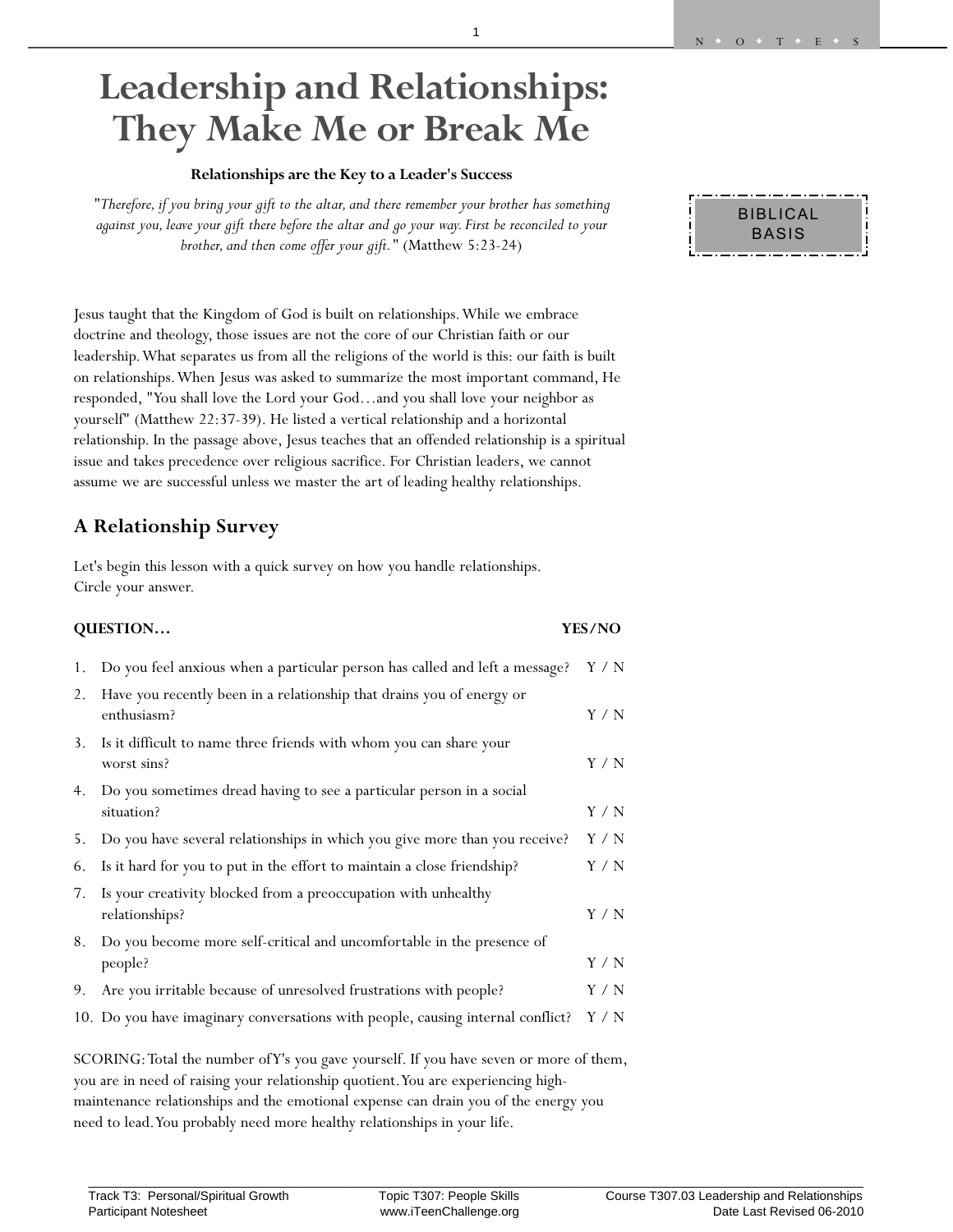# Leadership and Relationships: They Make Me or Break Me

**Relationships are the Key to a Leader's Success**

"*Therefore, if you bring your gift to the altar, and there remember your brother has something against you, leave your gift there before the altar and go your way. First be reconciled to your brother, and then come offer your gift.*" (Matthew 5:23-24)

BIBLICAL BASIS

Jesus taught that the Kingdom of God is built on relationships. While we embrace doctrine and theology, those issues are not the core of our Christian faith or our leadership. What separates us from all the religions of the world is this: our faith is built on relationships. When Jesus was asked to summarize the most important command, He responded, "You shall love the Lord your God…and you shall love your neighbor as yourself" (Matthew 22:37-39). He listed a vertical relationship and a horizontal relationship. In the passage above, Jesus teaches that an offended relationship is a spiritual issue and takes precedence over religious sacrifice. For Christian leaders, we cannot assume we are successful unless we master the art of leading healthy relationships.

## A Relationship Survey

Let's begin this lesson with a quick survey on how you handle relationships. Circle your answer.

| QUESTION… | YES/NO |
|---|---|
| 1. Do you feel anxious when a particular person has called and left a message? | Y / N |
| 2. Have you recently been in a relationship that drains you of energy or enthusiasm? | Y / N |
| 3. Is it difficult to name three friends with whom you can share your worst sins? | Y / N |
| 4. Do you sometimes dread having to see a particular person in a social situation? | Y / N |
| 5. Do you have several relationships in which you give more than you receive? | Y / N |
| 6. Is it hard for you to put in the effort to maintain a close friendship? | Y / N |
| 7. Is your creativity blocked from a preoccupation with unhealthy relationships? | Y / N |
| 8. Do you become more self-critical and uncomfortable in the presence of people? | Y / N |
| 9. Are you irritable because of unresolved frustrations with people? | Y / N |
| 10. Do you have imaginary conversations with people, causing internal conflict? | Y / N |

SCORING: Total the number of Y's you gave yourself. If you have seven or more of them, you are in need of raising your relationship quotient. You are experiencing high-maintenance relationships and the emotional expense can drain you of the energy you need to lead. You probably need more healthy relationships in your life.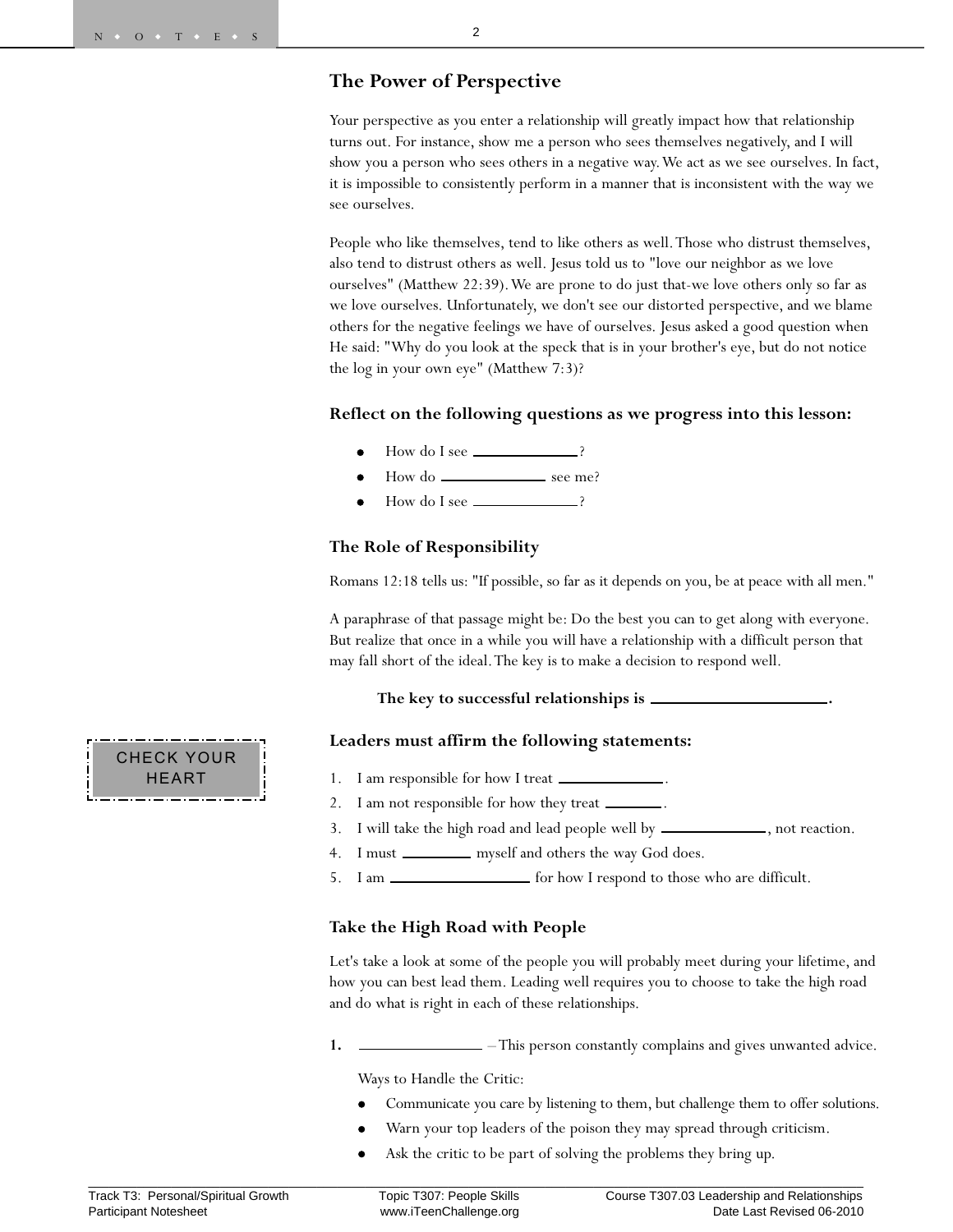## The Power of Perspective

Your perspective as you enter a relationship will greatly impact how that relationship turns out. For instance, show me a person who sees themselves negatively, and I will show you a person who sees others in a negative way. We act as we see ourselves. In fact, it is impossible to consistently perform in a manner that is inconsistent with the way we see ourselves.

People who like themselves, tend to like others as well. Those who distrust themselves, also tend to distrust others as well. Jesus told us to "love our neighbor as we love ourselves" (Matthew 22:39). We are prone to do just that-we love others only so far as we love ourselves. Unfortunately, we don't see our distorted perspective, and we blame others for the negative feelings we have of ourselves. Jesus asked a good question when He said: "Why do you look at the speck that is in your brother's eye, but do not notice the log in your own eye" (Matthew 7:3)?

### Reflect on the following questions as we progress into this lesson:

- How do I see ____________?
- How do ____________ see me?
- How do I see ____________?

### The Role of Responsibility

Romans 12:18 tells us: "If possible, so far as it depends on you, be at peace with all men."

A paraphrase of that passage might be: Do the best you can to get along with everyone. But realize that once in a while you will have a relationship with a difficult person that may fall short of the ideal. The key is to make a decision to respond well.

**The key to successful relationships is ____________________.**

CHECK YOUR HEART

### Leaders must affirm the following statements:

1. I am responsible for how I treat ____________.
2. I am not responsible for how they treat ______.
3. I will take the high road and lead people well by ____________, not reaction.
4. I must ________ myself and others the way God does.
5. I am ________________ for how I respond to those who are difficult.

### Take the High Road with People

Let's take a look at some of the people you will probably meet during your lifetime, and how you can best lead them. Leading well requires you to choose to take the high road and do what is right in each of these relationships.

**1.** ______________ – This person constantly complains and gives unwanted advice.

Ways to Handle the Critic:

- Communicate you care by listening to them, but challenge them to offer solutions.
- Warn your top leaders of the poison they may spread through criticism.
- Ask the critic to be part of solving the problems they bring up.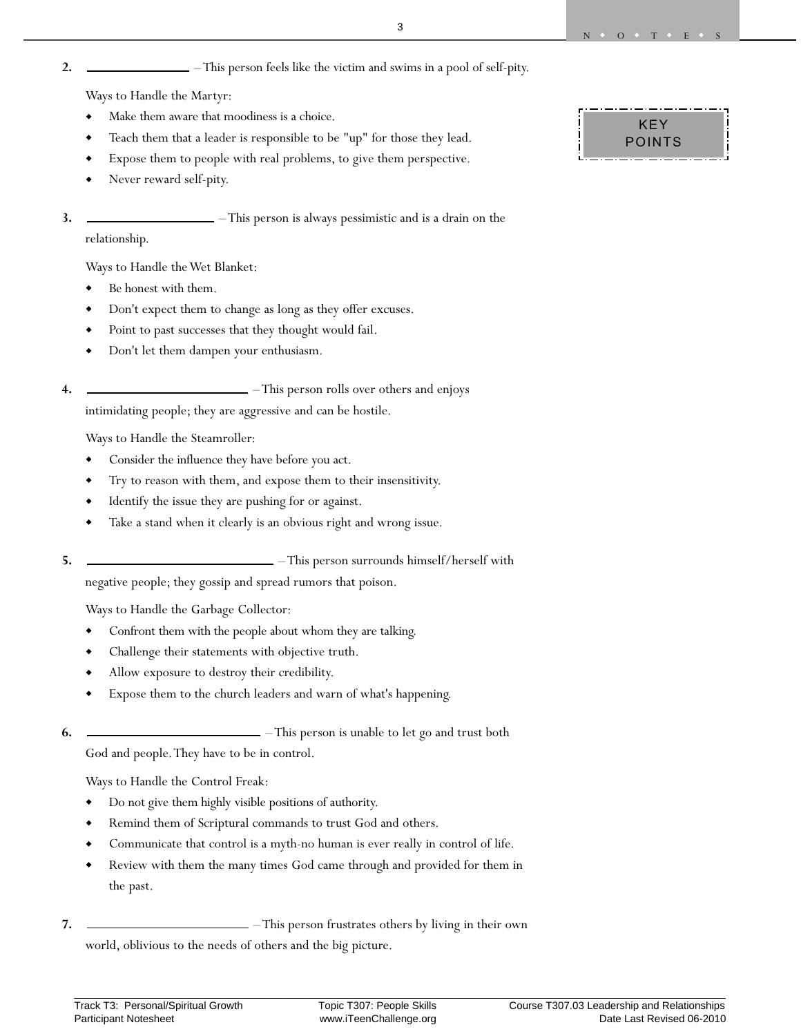2. ______________ – This person feels like the victim and swims in a pool of self-pity.

   Ways to Handle the Martyr:

   - Make them aware that moodiness is a choice.
   - Teach them that a leader is responsible to be "up" for those they lead.
   - Expose them to people with real problems, to give them perspective.
   - Never reward self-pity.

KEY POINTS

3. _________________ – This person is always pessimistic and is a drain on the relationship.

   Ways to Handle the Wet Blanket:

   - Be honest with them.
   - Don't expect them to change as long as they offer excuses.
   - Point to past successes that they thought would fail.
   - Don't let them dampen your enthusiasm.

4. ______________________ – This person rolls over others and enjoys intimidating people; they are aggressive and can be hostile.

   Ways to Handle the Steamroller:

   - Consider the influence they have before you act.
   - Try to reason with them, and expose them to their insensitivity.
   - Identify the issue they are pushing for or against.
   - Take a stand when it clearly is an obvious right and wrong issue.

5. __________________________ – This person surrounds himself/herself with negative people; they gossip and spread rumors that poison.

   Ways to Handle the Garbage Collector:

   - Confront them with the people about whom they are talking.
   - Challenge their statements with objective truth.
   - Allow exposure to destroy their credibility.
   - Expose them to the church leaders and warn of what's happening.

6. ________________________ – This person is unable to let go and trust both God and people. They have to be in control.

   Ways to Handle the Control Freak:

   - Do not give them highly visible positions of authority.
   - Remind them of Scriptural commands to trust God and others.
   - Communicate that control is a myth-no human is ever really in control of life.
   - Review with them the many times God came through and provided for them in the past.

7. ______________________ – This person frustrates others by living in their own world, oblivious to the needs of others and the big picture.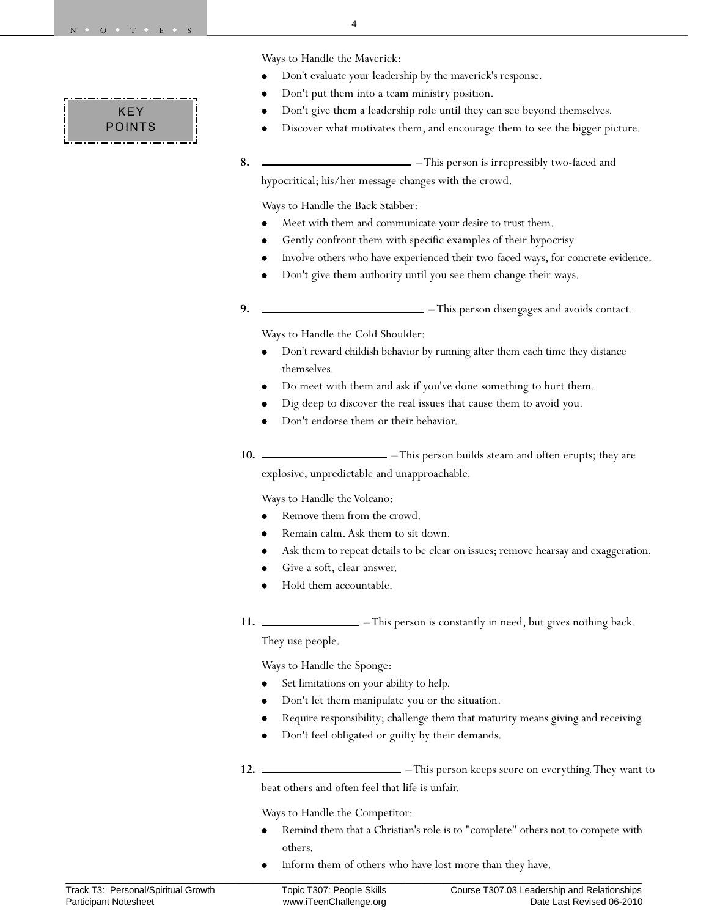Ways to Handle the Maverick:

- Don't evaluate your leadership by the maverick's response.
- Don't put them into a team ministry position.
- Don't give them a leadership role until they can see beyond themselves.
- Discover what motivates them, and encourage them to see the bigger picture.

KEY POINTS

**8.** ______________________ – This person is irrepressibly two-faced and hypocritical; his/her message changes with the crowd.

Ways to Handle the Back Stabber:

- Meet with them and communicate your desire to trust them.
- Gently confront them with specific examples of their hypocrisy
- Involve others who have experienced their two-faced ways, for concrete evidence.
- Don't give them authority until you see them change their ways.

**9.** ______________________ – This person disengages and avoids contact.

Ways to Handle the Cold Shoulder:

- Don't reward childish behavior by running after them each time they distance themselves.
- Do meet with them and ask if you've done something to hurt them.
- Dig deep to discover the real issues that cause them to avoid you.
- Don't endorse them or their behavior.

**10.** ____________________ – This person builds steam and often erupts; they are explosive, unpredictable and unapproachable.

Ways to Handle the Volcano:

- Remove them from the crowd.
- Remain calm. Ask them to sit down.
- Ask them to repeat details to be clear on issues; remove hearsay and exaggeration.
- Give a soft, clear answer.
- Hold them accountable.

**11.** ________________ – This person is constantly in need, but gives nothing back. They use people.

Ways to Handle the Sponge:

- Set limitations on your ability to help.
- Don't let them manipulate you or the situation.
- Require responsibility; challenge them that maturity means giving and receiving.
- Don't feel obligated or guilty by their demands.

**12.** ______________________ – This person keeps score on everything. They want to beat others and often feel that life is unfair.

Ways to Handle the Competitor:

- Remind them that a Christian's role is to "complete" others not to compete with others.
- Inform them of others who have lost more than they have.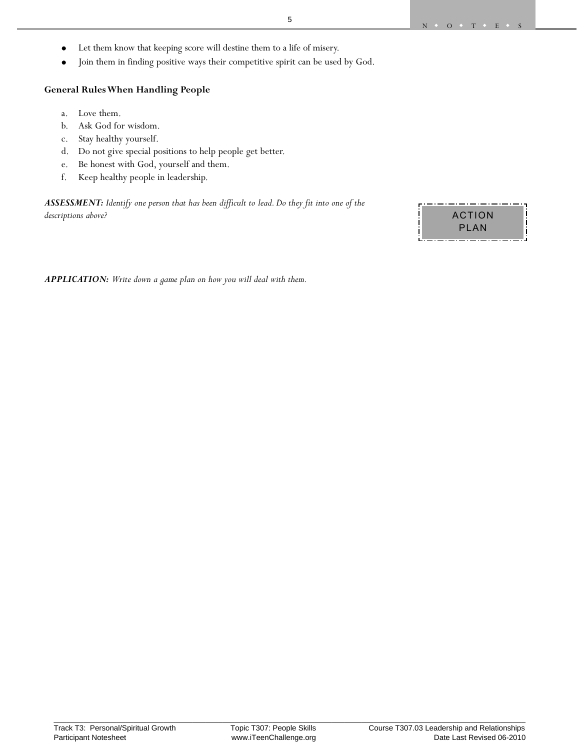- Let them know that keeping score will destine them to a life of misery.
- Join them in finding positive ways their competitive spirit can be used by God.

**General Rules When Handling People**

a. Love them.
b. Ask God for wisdom.
c. Stay healthy yourself.
d. Do not give special positions to help people get better.
e. Be honest with God, yourself and them.
f. Keep healthy people in leadership.

***ASSESSMENT:*** *Identify one person that has been difficult to lead. Do they fit into one of the descriptions above?*

ACTION PLAN

***APPLICATION:*** *Write down a game plan on how you will deal with them.*